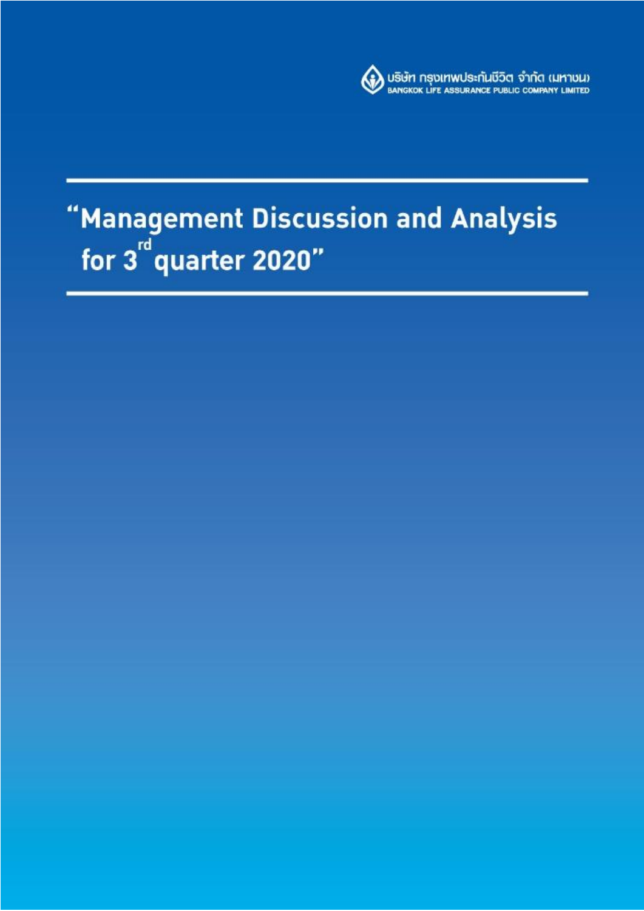บริษัท กรุงเทพประกันชีวิต จำกัด (มหาชน)
BANGKOK LIFE ASSURANCE PUBLIC COMPANY LIMITED

# "Management Discussion and Analysis for 3rd quarter 2020"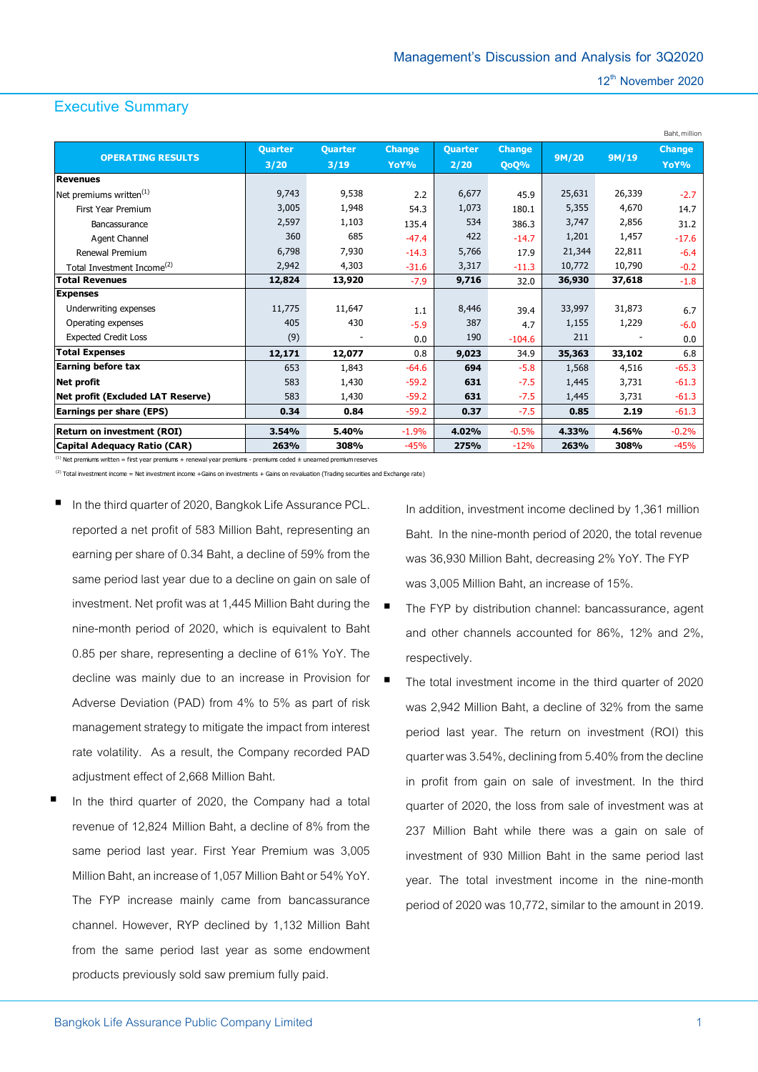# Executive Summary

Baht, million

| OPERATING RESULTS | Quarter 3/20 | Quarter 3/19 | Change YoY% | Quarter 2/20 | Change QoQ% | 9M/20 | 9M/19 | Change YoY% |
|---|---|---|---|---|---|---|---|---|
| **Revenues** | | | | | | | | |
| Net premiums written[1] | 9,743 | 9,538 | 2.2 | 6,677 | 45.9 | 25,631 | 26,339 | -2.7 |
| First Year Premium | 3,005 | 1,948 | 54.3 | 1,073 | 180.1 | 5,355 | 4,670 | 14.7 |
| Bancassurance | 2,597 | 1,103 | 135.4 | 534 | 386.3 | 3,747 | 2,856 | 31.2 |
| Agent Channel | 360 | 685 | -47.4 | 422 | -14.7 | 1,201 | 1,457 | -17.6 |
| Renewal Premium | 6,798 | 7,930 | -14.3 | 5,766 | 17.9 | 21,344 | 22,811 | -6.4 |
| Total Investment Income[2] | 2,942 | 4,303 | -31.6 | 3,317 | -11.3 | 10,772 | 10,790 | -0.2 |
| **Total Revenues** | **12,824** | **13,920** | -7.9 | **9,716** | 32.0 | **36,930** | **37,618** | -1.8 |
| **Expenses** | | | | | | | | |
| Underwriting expenses | 11,775 | 11,647 | 1.1 | 8,446 | 39.4 | 33,997 | 31,873 | 6.7 |
| Operating expenses | 405 | 430 | -5.9 | 387 | 4.7 | 1,155 | 1,229 | -6.0 |
| Expected Credit Loss | (9) | - | 0.0 | 190 | -104.6 | 211 | - | 0.0 |
| **Total Expenses** | **12,171** | **12,077** | 0.8 | **9,023** | 34.9 | **35,363** | **33,102** | 6.8 |
| **Earning before tax** | 653 | 1,843 | -64.6 | **694** | -5.8 | 1,568 | 4,516 | -65.3 |
| **Net profit** | 583 | 1,430 | -59.2 | **631** | -7.5 | 1,445 | 3,731 | -61.3 |
| **Net profit (Excluded LAT Reserve)** | 583 | 1,430 | -59.2 | **631** | -7.5 | 1,445 | 3,731 | -61.3 |
| **Earnings per share (EPS)** | **0.34** | **0.84** | -59.2 | **0.37** | -7.5 | **0.85** | **2.19** | -61.3 |
| **Return on investment (ROI)** | **3.54%** | **5.40%** | -1.9% | **4.02%** | -0.5% | **4.33%** | **4.56%** | -0.2% |
| **Capital Adequacy Ratio (CAR)** | **263%** | **308%** | -45% | **275%** | -12% | **263%** | **308%** | -45% |

[1] Net premiums written = first year premiums + renewal year premiums - premiums ceded ± unearned premium reserves

[2] Total investment income = Net investment income +Gains on investments + Gains on revaluation (Trading securities and Exchange rate)

- In the third quarter of 2020, Bangkok Life Assurance PCL. reported a net profit of 583 Million Baht, representing an earning per share of 0.34 Baht, a decline of 59% from the same period last year due to a decline on gain on sale of investment. Net profit was at 1,445 Million Baht during the nine-month period of 2020, which is equivalent to Baht 0.85 per share, representing a decline of 61% YoY. The decline was mainly due to an increase in Provision for Adverse Deviation (PAD) from 4% to 5% as part of risk management strategy to mitigate the impact from interest rate volatility. As a result, the Company recorded PAD adjustment effect of 2,668 Million Baht.
- In the third quarter of 2020, the Company had a total revenue of 12,824 Million Baht, a decline of 8% from the same period last year. First Year Premium was 3,005 Million Baht, an increase of 1,057 Million Baht or 54% YoY. The FYP increase mainly came from bancassurance channel. However, RYP declined by 1,132 Million Baht from the same period last year as some endowment products previously sold saw premium fully paid. In addition, investment income declined by 1,361 million Baht. In the nine-month period of 2020, the total revenue was 36,930 Million Baht, decreasing 2% YoY. The FYP was 3,005 Million Baht, an increase of 15%.
- The FYP by distribution channel: bancassurance, agent and other channels accounted for 86%, 12% and 2%, respectively.
- The total investment income in the third quarter of 2020 was 2,942 Million Baht, a decline of 32% from the same period last year. The return on investment (ROI) this quarter was 3.54%, declining from 5.40% from the decline in profit from gain on sale of investment. In the third quarter of 2020, the loss from sale of investment was at 237 Million Baht while there was a gain on sale of investment of 930 Million Baht in the same period last year. The total investment income in the nine-month period of 2020 was 10,772, similar to the amount in 2019.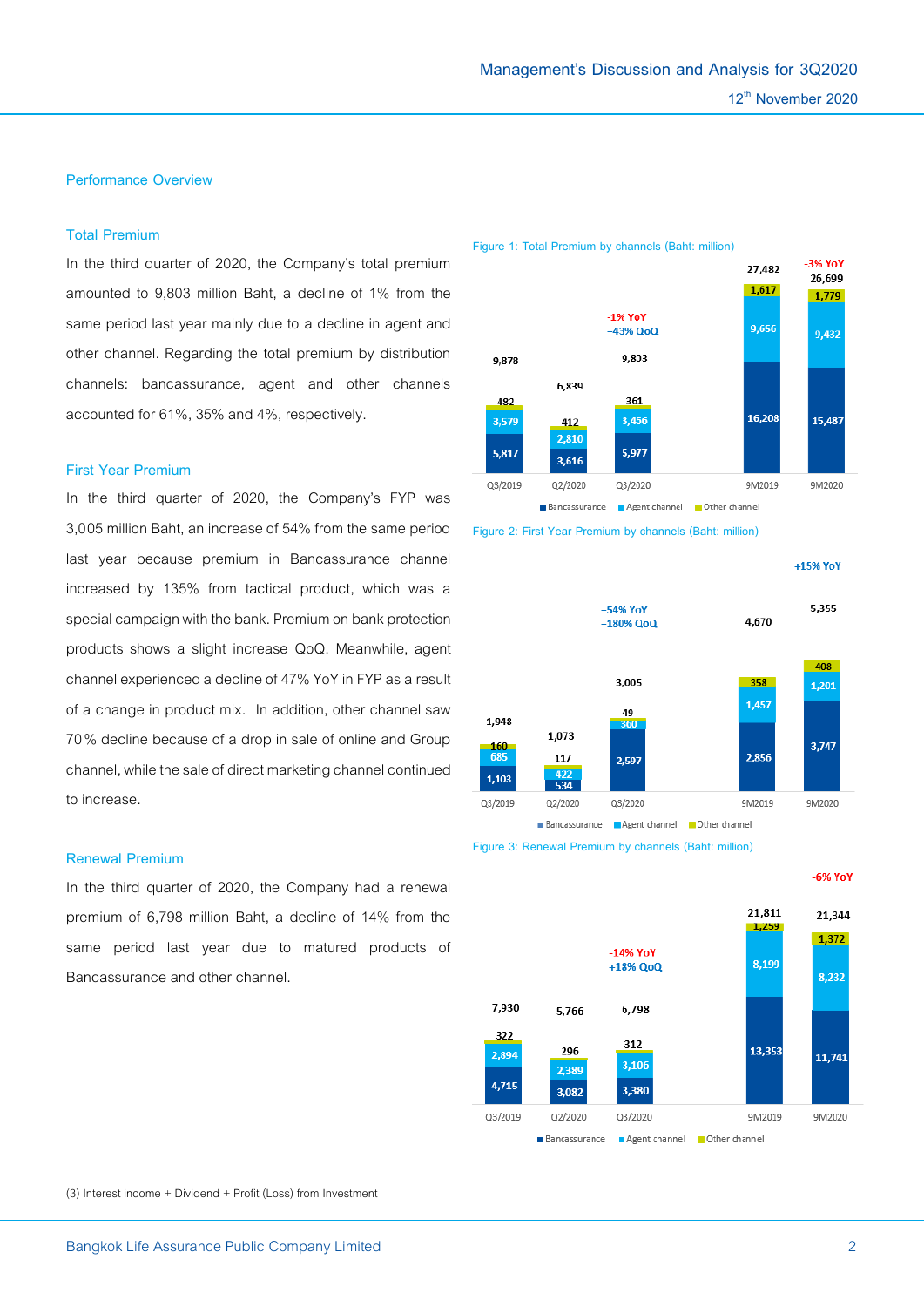## Performance Overview

### Total Premium

In the third quarter of 2020, the Company's total premium amounted to 9,803 million Baht, a decline of 1% from the same period last year mainly due to a decline in agent and other channel. Regarding the total premium by distribution channels: bancassurance, agent and other channels accounted for 61%, 35% and 4%, respectively.

Figure 1: Total Premium by channels (Baht: million)

| | Q3/2019 | Q2/2020 | Q3/2020 | 9M2019 | 9M2020 |
|---|---|---|---|---|---|
| Bancassurance | 5,817 | 3,616 | 5,977 | 16,208 | 15,487 |
| Agent channel | 3,579 | 2,810 | 3,466 | 9,656 | 9,432 |
| Other channel | 482 | 412 | 361 | 1,617 | 1,779 |
| Total | 9,878 | 6,839 | 9,803 | 27,482 | 26,699 |
| Growth | | | -1% YoY, +43% QoQ | | -3% YoY |

### First Year Premium

In the third quarter of 2020, the Company's FYP was 3,005 million Baht, an increase of 54% from the same period last year because premium in Bancassurance channel increased by 135% from tactical product, which was a special campaign with the bank. Premium on bank protection products shows a slight increase QoQ. Meanwhile, agent channel experienced a decline of 47% YoY in FYP as a result of a change in product mix. In addition, other channel saw 70% decline because of a drop in sale of online and Group channel, while the sale of direct marketing channel continued to increase.

Figure 2: First Year Premium by channels (Baht: million)

| | Q3/2019 | Q2/2020 | Q3/2020 | 9M2019 | 9M2020 |
|---|---|---|---|---|---|
| Bancassurance | 1,103 | 534 | 2,597 | 2,856 | 3,747 |
| Agent channel | 685 | 422 | 360 | 1,457 | 1,201 |
| Other channel | 160 | 117 | 49 | 358 | 408 |
| Total | 1,948 | 1,073 | 3,005 | 4,670 | 5,355 |
| Growth | | | +54% YoY, +180% QoQ | | +15% YoY |

### Renewal Premium

In the third quarter of 2020, the Company had a renewal premium of 6,798 million Baht, a decline of 14% from the same period last year due to matured products of Bancassurance and other channel.

Figure 3: Renewal Premium by channels (Baht: million)

| | Q3/2019 | Q2/2020 | Q3/2020 | 9M2019 | 9M2020 |
|---|---|---|---|---|---|
| Bancassurance | 4,715 | 3,082 | 3,380 | 13,353 | 11,741 |
| Agent channel | 2,894 | 2,389 | 3,106 | 8,199 | 8,232 |
| Other channel | 322 | 296 | 312 | 1,259 | 1,372 |
| Total | 7,930 | 5,766 | 6,798 | 21,811 | 21,344 |
| Growth | | | -14% YoY, +18% QoQ | | -6% YoY |

(3) Interest income + Dividend + Profit (Loss) from Investment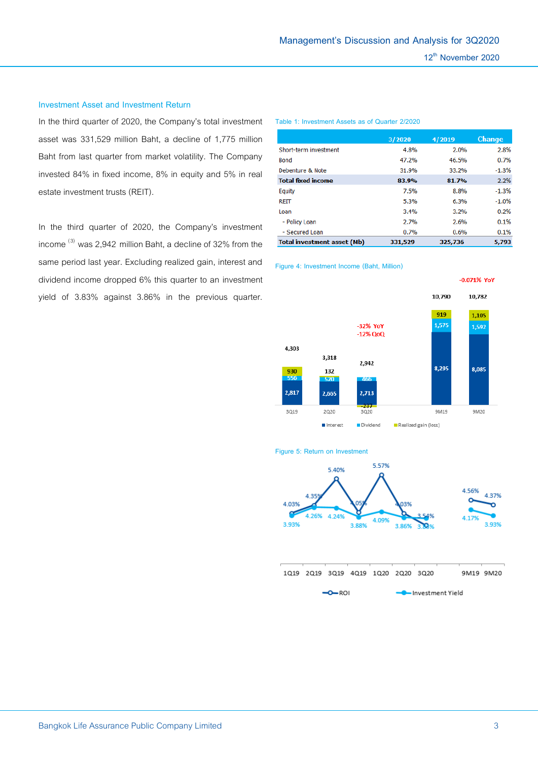## Investment Asset and Investment Return

In the third quarter of 2020, the Company's total investment asset was 331,529 million Baht, a decline of 1,775 million Baht from last quarter from market volatility. The Company invested 84% in fixed income, 8% in equity and 5% in real estate investment trusts (REIT).

In the third quarter of 2020, the Company's investment income [(3)] was 2,942 million Baht, a decline of 32% from the same period last year. Excluding realized gain, interest and dividend income dropped 6% this quarter to an investment yield of 3.83% against 3.86% in the previous quarter.

Table 1: Investment Assets as of Quarter 2/2020

| | 3/2020 | 4/2019 | Change |
|---|---|---|---|
| Short-term investment | 4.8% | 2.0% | 2.8% |
| Bond | 47.2% | 46.5% | 0.7% |
| Debenture & Note | 31.9% | 33.2% | -1.3% |
| **Total fixed income** | **83.9%** | **81.7%** | 2.2% |
| Equity | 7.5% | 8.8% | -1.3% |
| REIT | 5.3% | 6.3% | -1.0% |
| Loan | 3.4% | 3.2% | 0.2% |
| - Policy Loan | 2.7% | 2.6% | 0.1% |
| - Secured Loan | 0.7% | 0.6% | 0.1% |
| **Total investment asset (Mb)** | **331,529** | **325,736** | **5,793** |

Figure 4: Investment Income (Baht, Million)

| | 3Q19 | 2Q20 | 3Q20 | 9M19 | 9M20 |
|---|---|---|---|---|---|
| Interest | 2,817 | 2,665 | 2,713 | 8,295 | 8,085 |
| Dividend | 556 | 520 | 466 | 1,575 | 1,592 |
| Realized gain (loss) | 930 | 132 | -237 | 919 | 1,105 |
| Total | 4,303 | 3,318 | 2,942 | 10,790 | 10,782 |

3Q20: -32% YoY, -12% QoQ; 9M20: -0.071% YoY

Figure 5: Return on Investment

| | 1Q19 | 2Q19 | 3Q19 | 4Q19 | 1Q20 | 2Q20 | 3Q20 | 9M19 | 9M20 |
|---|---|---|---|---|---|---|---|---|---|
| ROI | 4.03% | 4.35% | 5.40% | 4.05% | 5.57% | 4.03% | 3.54% | 4.56% | 4.37% |
| Investment Yield | 3.93% | 4.26% | 4.24% | 3.88% | 4.09% | 3.86% | 3.83% | 4.17% | 3.93% |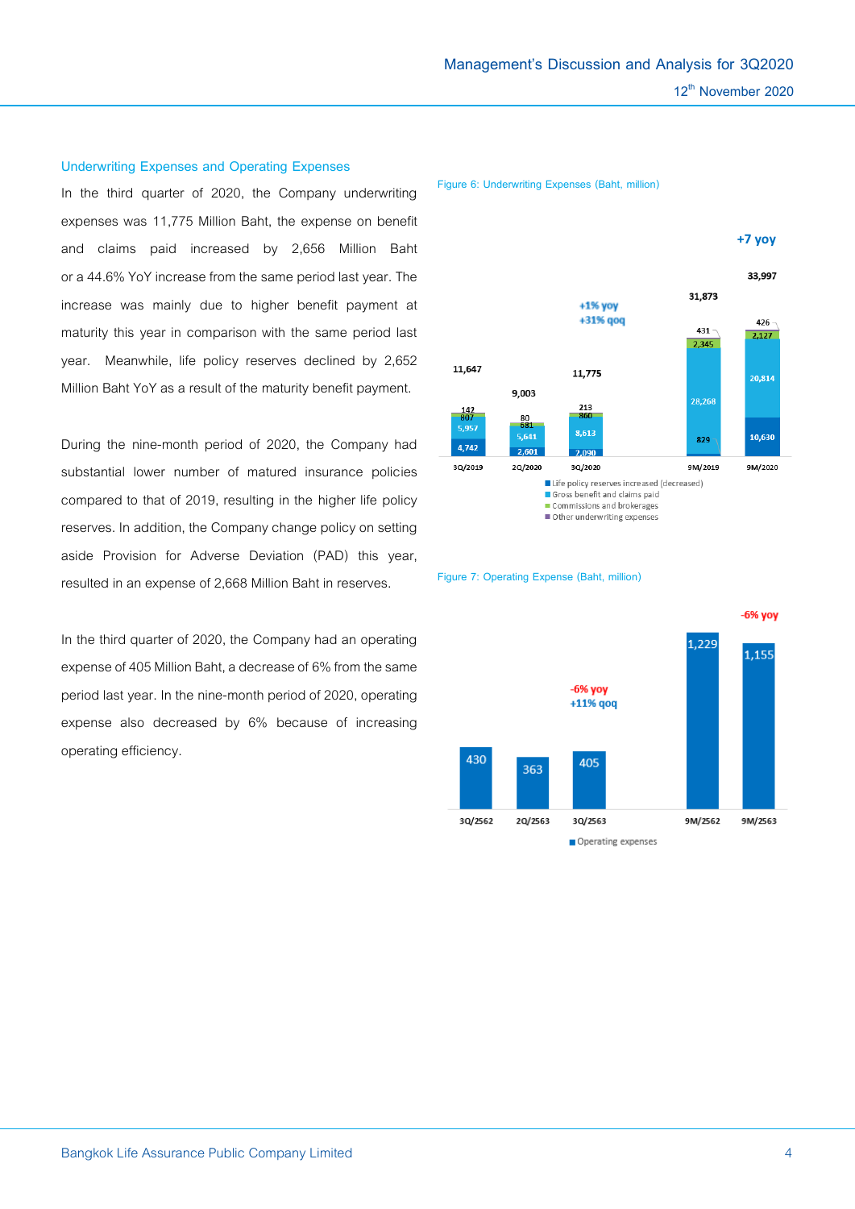## Underwriting Expenses and Operating Expenses

In the third quarter of 2020, the Company underwriting expenses was 11,775 Million Baht, the expense on benefit and claims paid increased by 2,656 Million Baht or a 44.6% YoY increase from the same period last year. The increase was mainly due to higher benefit payment at maturity this year in comparison with the same period last year. Meanwhile, life policy reserves declined by 2,652 Million Baht YoY as a result of the maturity benefit payment.

During the nine-month period of 2020, the Company had substantial lower number of matured insurance policies compared to that of 2019, resulting in the higher life policy reserves. In addition, the Company change policy on setting aside Provision for Adverse Deviation (PAD) this year, resulted in an expense of 2,668 Million Baht in reserves.

In the third quarter of 2020, the Company had an operating expense of 405 Million Baht, a decrease of 6% from the same period last year. In the nine-month period of 2020, operating expense also decreased by 6% because of increasing operating efficiency.

Figure 6: Underwriting Expenses (Baht, million)

| | 3Q/2019 | 2Q/2020 | 3Q/2020 | 9M/2019 | 9M/2020 |
|---|---|---|---|---|---|
| Life policy reserves increased (decreased) | 4,742 | 2,601 | 2,090 | 829 | 10,630 |
| Gross benefit and claims paid | 5,957 | 5,641 | 8,613 | 28,268 | 20,814 |
| Commissions and brokerages | 807 | 681 | 860 | 2,345 | 2,127 |
| Other underwriting expenses | 142 | 80 | 213 | 431 | 426 |
| Total | 11,647 | 9,003 | 11,775 | 31,873 | 33,997 |

3Q/2020: +1% yoy, +31% qoq; 9M/2020: +7 yoy

Figure 7: Operating Expense (Baht, million)

| | 3Q/2562 | 2Q/2563 | 3Q/2563 | 9M/2562 | 9M/2563 |
|---|---|---|---|---|---|
| Operating expenses | 430 | 363 | 405 | 1,229 | 1,155 |

3Q/2563: -6% yoy, +11% qoq; 9M/2563: -6% yoy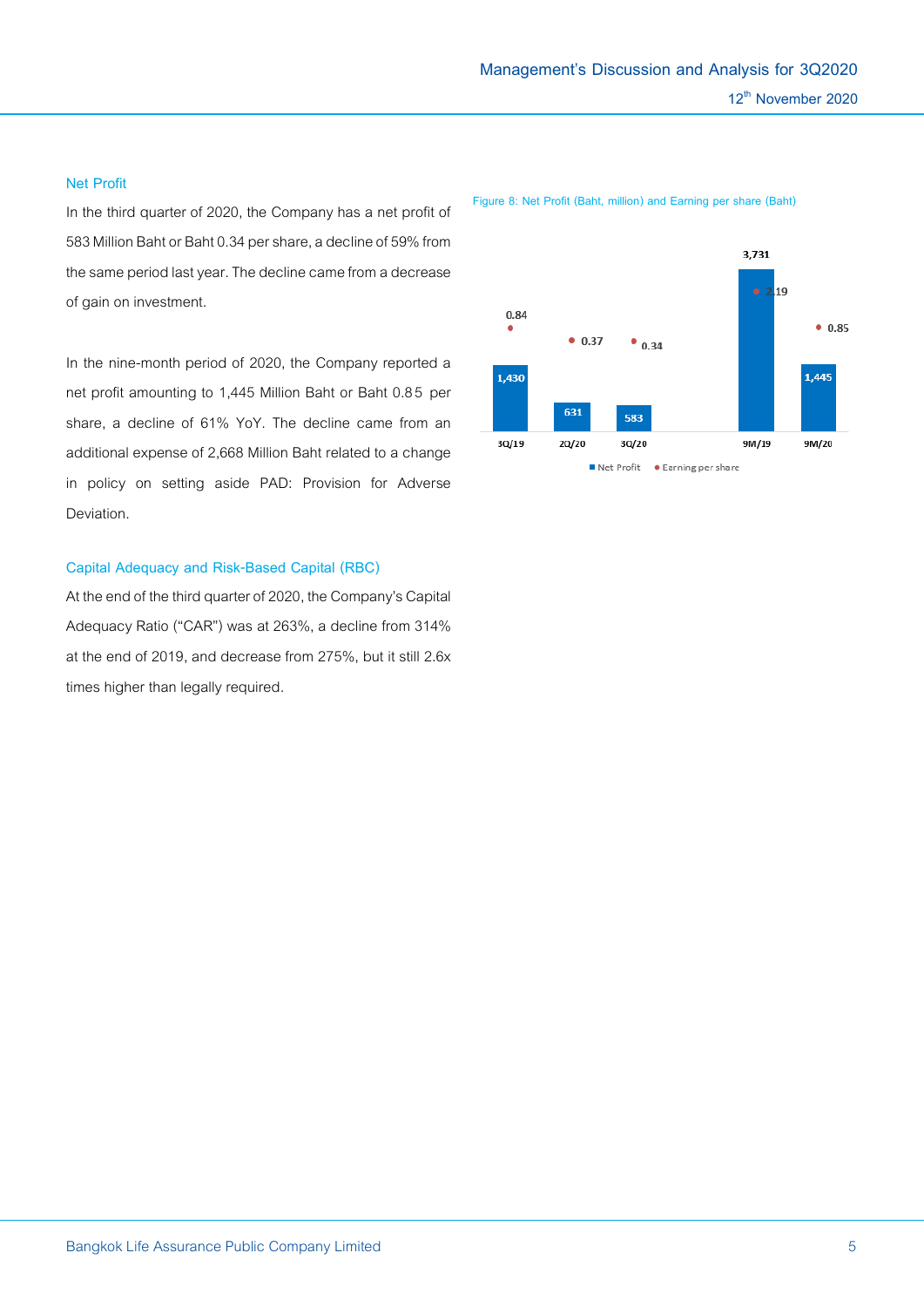## Net Profit

In the third quarter of 2020, the Company has a net profit of 583 Million Baht or Baht 0.34 per share, a decline of 59% from the same period last year. The decline came from a decrease of gain on investment.

In the nine-month period of 2020, the Company reported a net profit amounting to 1,445 Million Baht or Baht 0.85 per share, a decline of 61% YoY. The decline came from an additional expense of 2,668 Million Baht related to a change in policy on setting aside PAD: Provision for Adverse Deviation.

Figure 8: Net Profit (Baht, million) and Earning per share (Baht)

| | 3Q/19 | 2Q/20 | 3Q/20 | 9M/19 | 9M/20 |
|---|---|---|---|---|---|
| Net Profit | 1,430 | 631 | 583 | 3,731 | 1,445 |
| Earning per share | 0.84 | 0.37 | 0.34 | 2.19 | 0.85 |

## Capital Adequacy and Risk-Based Capital (RBC)

At the end of the third quarter of 2020, the Company's Capital Adequacy Ratio ("CAR") was at 263%, a decline from 314% at the end of 2019, and decrease from 275%, but it still 2.6x times higher than legally required.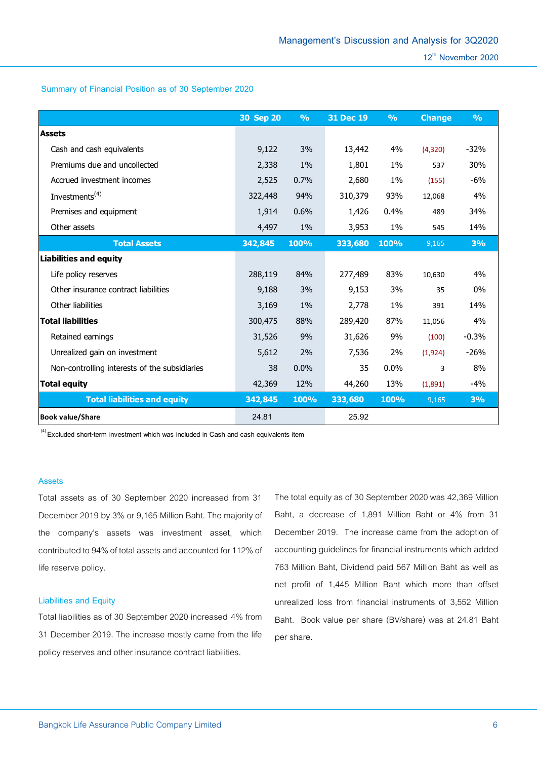Summary of Financial Position as of 30 September 2020

| | 30 Sep 20 | % | 31 Dec 19 | % | Change | % |
|---|---|---|---|---|---|---|
| **Assets** | | | | | | |
| Cash and cash equivalents | 9,122 | 3% | 13,442 | 4% | (4,320) | -32% |
| Premiums due and uncollected | 2,338 | 1% | 1,801 | 1% | 537 | 30% |
| Accrued investment incomes | 2,525 | 0.7% | 2,680 | 1% | (155) | -6% |
| Investments[4] | 322,448 | 94% | 310,379 | 93% | 12,068 | 4% |
| Premises and equipment | 1,914 | 0.6% | 1,426 | 0.4% | 489 | 34% |
| Other assets | 4,497 | 1% | 3,953 | 1% | 545 | 14% |
| **Total Assets** | **342,845** | **100%** | **333,680** | **100%** | 9,165 | **3%** |
| **Liabilities and equity** | | | | | | |
| Life policy reserves | 288,119 | 84% | 277,489 | 83% | 10,630 | 4% |
| Other insurance contract liabilities | 9,188 | 3% | 9,153 | 3% | 35 | 0% |
| Other liabilities | 3,169 | 1% | 2,778 | 1% | 391 | 14% |
| **Total liabilities** | 300,475 | 88% | 289,420 | 87% | 11,056 | 4% |
| Retained earnings | 31,526 | 9% | 31,626 | 9% | (100) | -0.3% |
| Unrealized gain on investment | 5,612 | 2% | 7,536 | 2% | (1,924) | -26% |
| Non-controlling interests of the subsidiaries | 38 | 0.0% | 35 | 0.0% | 3 | 8% |
| **Total equity** | 42,369 | 12% | 44,260 | 13% | (1,891) | -4% |
| **Total liabilities and equity** | **342,845** | **100%** | **333,680** | **100%** | 9,165 | **3%** |
| **Book value/Share** | 24.81 | | 25.92 | | | |

[4] Excluded short-term investment which was included in Cash and cash equivalents item

### Assets

Total assets as of 30 September 2020 increased from 31 December 2019 by 3% or 9,165 Million Baht. The majority of the company's assets was investment asset, which contributed to 94% of total assets and accounted for 112% of life reserve policy.

### Liabilities and Equity

Total liabilities as of 30 September 2020 increased 4% from 31 December 2019. The increase mostly came from the life policy reserves and other insurance contract liabilities.

The total equity as of 30 September 2020 was 42,369 Million Baht, a decrease of 1,891 Million Baht or 4% from 31 December 2019. The increase came from the adoption of accounting guidelines for financial instruments which added 763 Million Baht, Dividend paid 567 Million Baht as well as net profit of 1,445 Million Baht which more than offset unrealized loss from financial instruments of 3,552 Million Baht. Book value per share (BV/share) was at 24.81 Baht per share.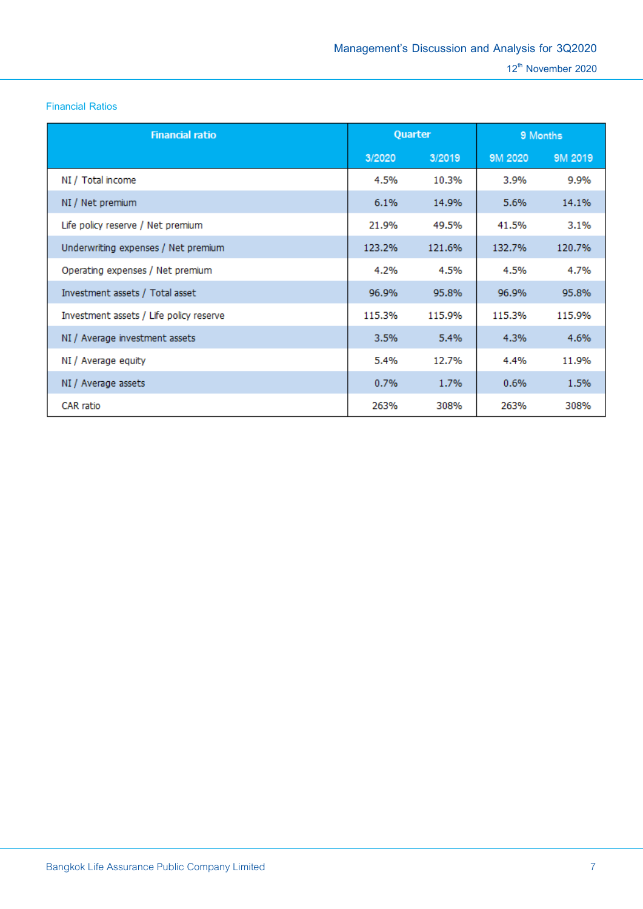## Financial Ratios

| Financial ratio | Quarter | | 9 Months | |
|---|---|---|---|---|
| | 3/2020 | 3/2019 | 9M 2020 | 9M 2019 |
| NI / Total income | 4.5% | 10.3% | 3.9% | 9.9% |
| NI / Net premium | 6.1% | 14.9% | 5.6% | 14.1% |
| Life policy reserve / Net premium | 21.9% | 49.5% | 41.5% | 3.1% |
| Underwriting expenses / Net premium | 123.2% | 121.6% | 132.7% | 120.7% |
| Operating expenses / Net premium | 4.2% | 4.5% | 4.5% | 4.7% |
| Investment assets / Total asset | 96.9% | 95.8% | 96.9% | 95.8% |
| Investment assets / Life policy reserve | 115.3% | 115.9% | 115.3% | 115.9% |
| NI / Average investment assets | 3.5% | 5.4% | 4.3% | 4.6% |
| NI / Average equity | 5.4% | 12.7% | 4.4% | 11.9% |
| NI / Average assets | 0.7% | 1.7% | 0.6% | 1.5% |
| CAR ratio | 263% | 308% | 263% | 308% |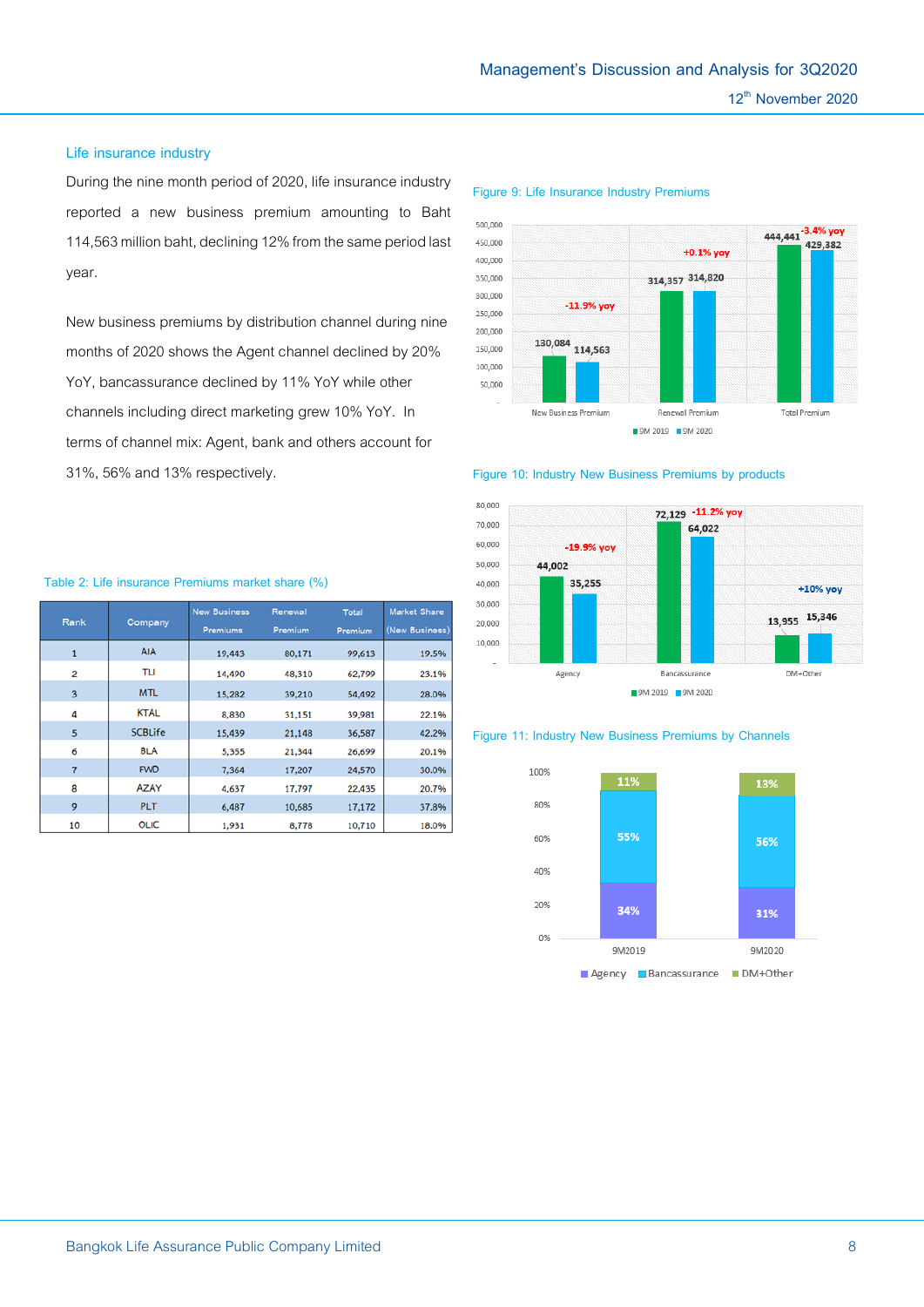## Life insurance industry

During the nine month period of 2020, life insurance industry reported a new business premium amounting to Baht 114,563 million baht, declining 12% from the same period last year.

New business premiums by distribution channel during nine months of 2020 shows the Agent channel declined by 20% YoY, bancassurance declined by 11% YoY while other channels including direct marketing grew 10% YoY. In terms of channel mix: Agent, bank and others account for 31%, 56% and 13% respectively.

Figure 9: Life Insurance Industry Premiums

500,000
450,000
400,000
350,000
300,000
250,000
200,000
150,000
100,000
50,000
-

130,084
114,563
-11.9% yoy
314,357
314,820
+0.1% yoy
444,441
429,382
-3.4% yoy

New Business Premium
Renewal Premium
Total Premium

9M 2019
9M 2020

Figure 10: Industry New Business Premiums by products

80,000
70,000
60,000
50,000
40,000
30,000
20,000
10,000
-

44,002
35,255
-19.9% yoy
72,129
64,022
-11.2% yoy
13,955
15,346
+10% yoy

Agency
Bancassurance
DM+Other

9M 2019
9M 2020

Figure 11: Industry New Business Premiums by Channels

100%
80%
60%
40%
20%
0%

9M2019: 34%, 55%, 11%
9M2020: 31%, 56%, 13%

Agency
Bancassurance
DM+Other

Table 2: Life insurance Premiums market share (%)

| Rank | Company | New Business Premiums | Renewal Premium | Total Premium | Market Share (New Business) |
|---|---|---|---|---|---|
| 1 | AIA | 19,443 | 80,171 | 99,613 | 19.5% |
| 2 | TLI | 14,490 | 48,310 | 62,799 | 23.1% |
| 3 | MTL | 15,282 | 39,210 | 54,492 | 28.0% |
| 4 | KTAL | 8,830 | 31,151 | 39,981 | 22.1% |
| 5 | SCBLife | 15,439 | 21,148 | 36,587 | 42.2% |
| 6 | BLA | 5,355 | 21,344 | 26,699 | 20.1% |
| 7 | FWD | 7,364 | 17,207 | 24,570 | 30.0% |
| 8 | AZAY | 4,637 | 17,797 | 22,435 | 20.7% |
| 9 | PLT | 6,487 | 10,685 | 17,172 | 37.8% |
| 10 | OLIC | 1,931 | 8,778 | 10,710 | 18.0% |